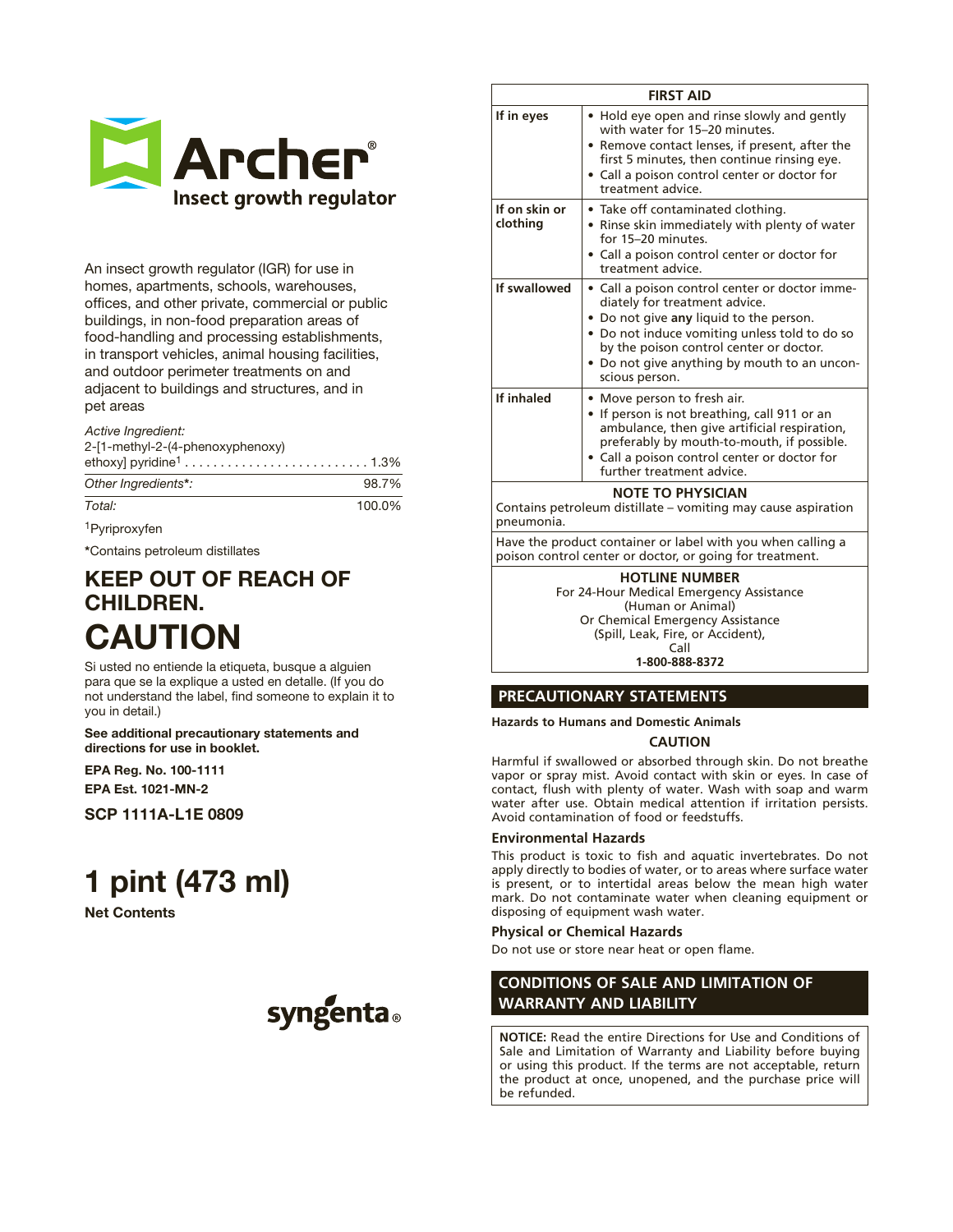# Archer®

## Insect growth regulator

An insect growth regulator (IGR) for use in homes, apartments, schools, warehouses, offices, and other private, commercial or public buildings, in non-food preparation areas of food-handling and processing establishments, in transport vehicles, animal housing facilities, and outdoor perimeter treatments on and adjacent to buildings and structures, and in pet areas

| *Active Ingredient:* | |
|---|---|
| 2-[1-methyl-2-(4-phenoxyphenoxy) ethoxy] pyridine[1] | 1.3% |
| *Other Ingredients*\*: | 98.7% |
| *Total:* | 100.0% |

[1]Pyriproxyfen

**\***Contains petroleum distillates

## KEEP OUT OF REACH OF CHILDREN.

# CAUTION

Si usted no entiende la etiqueta, busque a alguien para que se la explique a usted en detalle. (If you do not understand the label, find someone to explain it to you in detail.)

**See additional precautionary statements and directions for use in booklet.**

**EPA Reg. No. 100-1111**

**EPA Est. 1021-MN-2**

**SCP 1111A-L1E 0809**

# 1 pint (473 ml)

**Net Contents**

syngenta®

| FIRST AID | |
|---|---|
| **If in eyes** | • Hold eye open and rinse slowly and gently with water for 15–20 minutes.<br>• Remove contact lenses, if present, after the first 5 minutes, then continue rinsing eye.<br>• Call a poison control center or doctor for treatment advice. |
| **If on skin or clothing** | • Take off contaminated clothing.<br>• Rinse skin immediately with plenty of water for 15–20 minutes.<br>• Call a poison control center or doctor for treatment advice. |
| **If swallowed** | • Call a poison control center or doctor immediately for treatment advice.<br>• Do not give **any** liquid to the person.<br>• Do not induce vomiting unless told to do so by the poison control center or doctor.<br>• Do not give anything by mouth to an unconscious person. |
| **If inhaled** | • Move person to fresh air.<br>• If person is not breathing, call 911 or an ambulance, then give artificial respiration, preferably by mouth-to-mouth, if possible.<br>• Call a poison control center or doctor for further treatment advice. |

**NOTE TO PHYSICIAN**

Contains petroleum distillate – vomiting may cause aspiration pneumonia.

Have the product container or label with you when calling a poison control center or doctor, or going for treatment.

**HOTLINE NUMBER**

For 24-Hour Medical Emergency Assistance (Human or Animal) Or Chemical Emergency Assistance (Spill, Leak, Fire, or Accident), Call

**1-800-888-8372**

## PRECAUTIONARY STATEMENTS

**Hazards to Humans and Domestic Animals**

**CAUTION**

Harmful if swallowed or absorbed through skin. Do not breathe vapor or spray mist. Avoid contact with skin or eyes. In case of contact, flush with plenty of water. Wash with soap and warm water after use. Obtain medical attention if irritation persists. Avoid contamination of food or feedstuffs.

### Environmental Hazards

This product is toxic to fish and aquatic invertebrates. Do not apply directly to bodies of water, or to areas where surface water is present, or to intertidal areas below the mean high water mark. Do not contaminate water when cleaning equipment or disposing of equipment wash water.

### Physical or Chemical Hazards

Do not use or store near heat or open flame.

## CONDITIONS OF SALE AND LIMITATION OF WARRANTY AND LIABILITY

**NOTICE:** Read the entire Directions for Use and Conditions of Sale and Limitation of Warranty and Liability before buying or using this product. If the terms are not acceptable, return the product at once, unopened, and the purchase price will be refunded.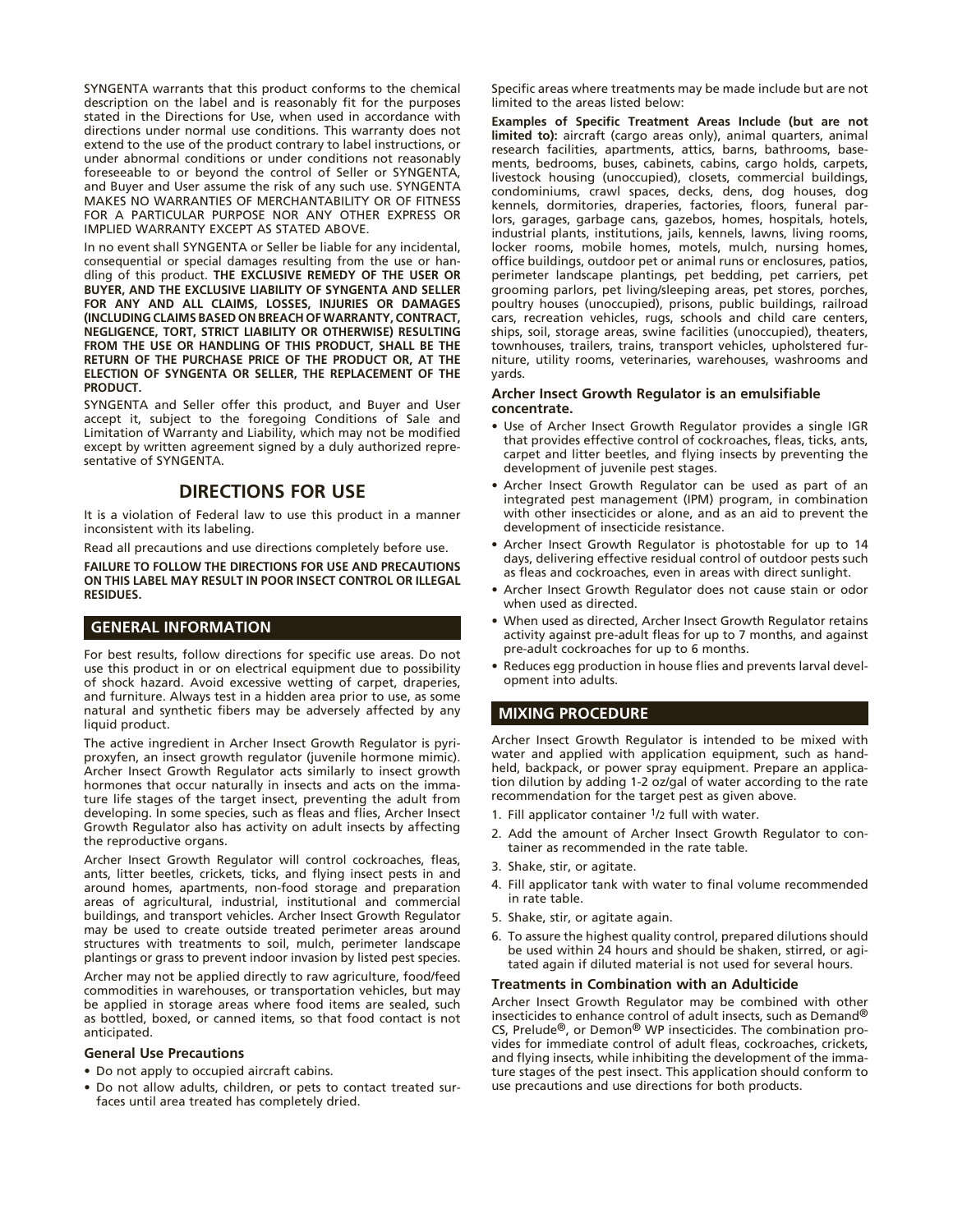SYNGENTA warrants that this product conforms to the chemical description on the label and is reasonably fit for the purposes stated in the Directions for Use, when used in accordance with directions under normal use conditions. This warranty does not extend to the use of the product contrary to label instructions, or under abnormal conditions or under conditions not reasonably foreseeable to or beyond the control of Seller or SYNGENTA, and Buyer and User assume the risk of any such use. SYNGENTA MAKES NO WARRANTIES OF MERCHANTABILITY OR OF FITNESS FOR A PARTICULAR PURPOSE NOR ANY OTHER EXPRESS OR IMPLIED WARRANTY EXCEPT AS STATED ABOVE.

In no event shall SYNGENTA or Seller be liable for any incidental, consequential or special damages resulting from the use or handling of this product. **THE EXCLUSIVE REMEDY OF THE USER OR BUYER, AND THE EXCLUSIVE LIABILITY OF SYNGENTA AND SELLER FOR ANY AND ALL CLAIMS, LOSSES, INJURIES OR DAMAGES (INCLUDING CLAIMS BASED ON BREACH OF WARRANTY, CONTRACT, NEGLIGENCE, TORT, STRICT LIABILITY OR OTHERWISE) RESULTING FROM THE USE OR HANDLING OF THIS PRODUCT, SHALL BE THE RETURN OF THE PURCHASE PRICE OF THE PRODUCT OR, AT THE ELECTION OF SYNGENTA OR SELLER, THE REPLACEMENT OF THE PRODUCT.**

SYNGENTA and Seller offer this product, and Buyer and User accept it, subject to the foregoing Conditions of Sale and Limitation of Warranty and Liability, which may not be modified except by written agreement signed by a duly authorized representative of SYNGENTA.

# DIRECTIONS FOR USE

It is a violation of Federal law to use this product in a manner inconsistent with its labeling.

Read all precautions and use directions completely before use.

**FAILURE TO FOLLOW THE DIRECTIONS FOR USE AND PRECAUTIONS ON THIS LABEL MAY RESULT IN POOR INSECT CONTROL OR ILLEGAL RESIDUES.**

## GENERAL INFORMATION

For best results, follow directions for specific use areas. Do not use this product in or on electrical equipment due to possibility of shock hazard. Avoid excessive wetting of carpet, draperies, and furniture. Always test in a hidden area prior to use, as some natural and synthetic fibers may be adversely affected by any liquid product.

The active ingredient in Archer Insect Growth Regulator is pyriproxyfen, an insect growth regulator (juvenile hormone mimic). Archer Insect Growth Regulator acts similarly to insect growth hormones that occur naturally in insects and acts on the immature life stages of the target insect, preventing the adult from developing. In some species, such as fleas and flies, Archer Insect Growth Regulator also has activity on adult insects by affecting the reproductive organs.

Archer Insect Growth Regulator will control cockroaches, fleas, ants, litter beetles, crickets, ticks, and flying insect pests in and around homes, apartments, non-food storage and preparation areas of agricultural, industrial, institutional and commercial buildings, and transport vehicles. Archer Insect Growth Regulator may be used to create outside treated perimeter areas around structures with treatments to soil, mulch, perimeter landscape plantings or grass to prevent indoor invasion by listed pest species.

Archer may not be applied directly to raw agriculture, food/feed commodities in warehouses, or transportation vehicles, but may be applied in storage areas where food items are sealed, such as bottled, boxed, or canned items, so that food contact is not anticipated.

### General Use Precautions

- Do not apply to occupied aircraft cabins.
- Do not allow adults, children, or pets to contact treated surfaces until area treated has completely dried.

Specific areas where treatments may be made include but are not limited to the areas listed below:

**Examples of Specific Treatment Areas Include (but are not limited to):** aircraft (cargo areas only), animal quarters, animal research facilities, apartments, attics, barns, bathrooms, basements, bedrooms, buses, cabinets, cabins, cargo holds, carpets, livestock housing (unoccupied), closets, commercial buildings, condominiums, crawl spaces, decks, dens, dog houses, dog kennels, dormitories, draperies, factories, floors, funeral parlors, garages, garbage cans, gazebos, homes, hospitals, hotels, industrial plants, institutions, jails, kennels, lawns, living rooms, locker rooms, mobile homes, motels, mulch, nursing homes, office buildings, outdoor pet or animal runs or enclosures, patios, perimeter landscape plantings, pet bedding, pet carriers, pet grooming parlors, pet living/sleeping areas, pet stores, porches, poultry houses (unoccupied), prisons, public buildings, railroad cars, recreation vehicles, rugs, schools and child care centers, ships, soil, storage areas, swine facilities (unoccupied), theaters, townhouses, trailers, trains, transport vehicles, upholstered furniture, utility rooms, veterinaries, warehouses, washrooms and yards.

### Archer Insect Growth Regulator is an emulsifiable concentrate.

- Use of Archer Insect Growth Regulator provides a single IGR that provides effective control of cockroaches, fleas, ticks, ants, carpet and litter beetles, and flying insects by preventing the development of juvenile pest stages.
- Archer Insect Growth Regulator can be used as part of an integrated pest management (IPM) program, in combination with other insecticides or alone, and as an aid to prevent the development of insecticide resistance.
- Archer Insect Growth Regulator is photostable for up to 14 days, delivering effective residual control of outdoor pests such as fleas and cockroaches, even in areas with direct sunlight.
- Archer Insect Growth Regulator does not cause stain or odor when used as directed.
- When used as directed, Archer Insect Growth Regulator retains activity against pre-adult fleas for up to 7 months, and against pre-adult cockroaches for up to 6 months.
- Reduces egg production in house flies and prevents larval development into adults.

## MIXING PROCEDURE

Archer Insect Growth Regulator is intended to be mixed with water and applied with application equipment, such as handheld, backpack, or power spray equipment. Prepare an application dilution by adding 1-2 oz/gal of water according to the rate recommendation for the target pest as given above.

1. Fill applicator container 1/2 full with water.
2. Add the amount of Archer Insect Growth Regulator to container as recommended in the rate table.
3. Shake, stir, or agitate.
4. Fill applicator tank with water to final volume recommended in rate table.
5. Shake, stir, or agitate again.
6. To assure the highest quality control, prepared dilutions should be used within 24 hours and should be shaken, stirred, or agitated again if diluted material is not used for several hours.

### Treatments in Combination with an Adulticide

Archer Insect Growth Regulator may be combined with other insecticides to enhance control of adult insects, such as Demand® CS, Prelude®, or Demon® WP insecticides. The combination provides for immediate control of adult fleas, cockroaches, crickets, and flying insects, while inhibiting the development of the immature stages of the pest insect. This application should conform to use precautions and use directions for both products.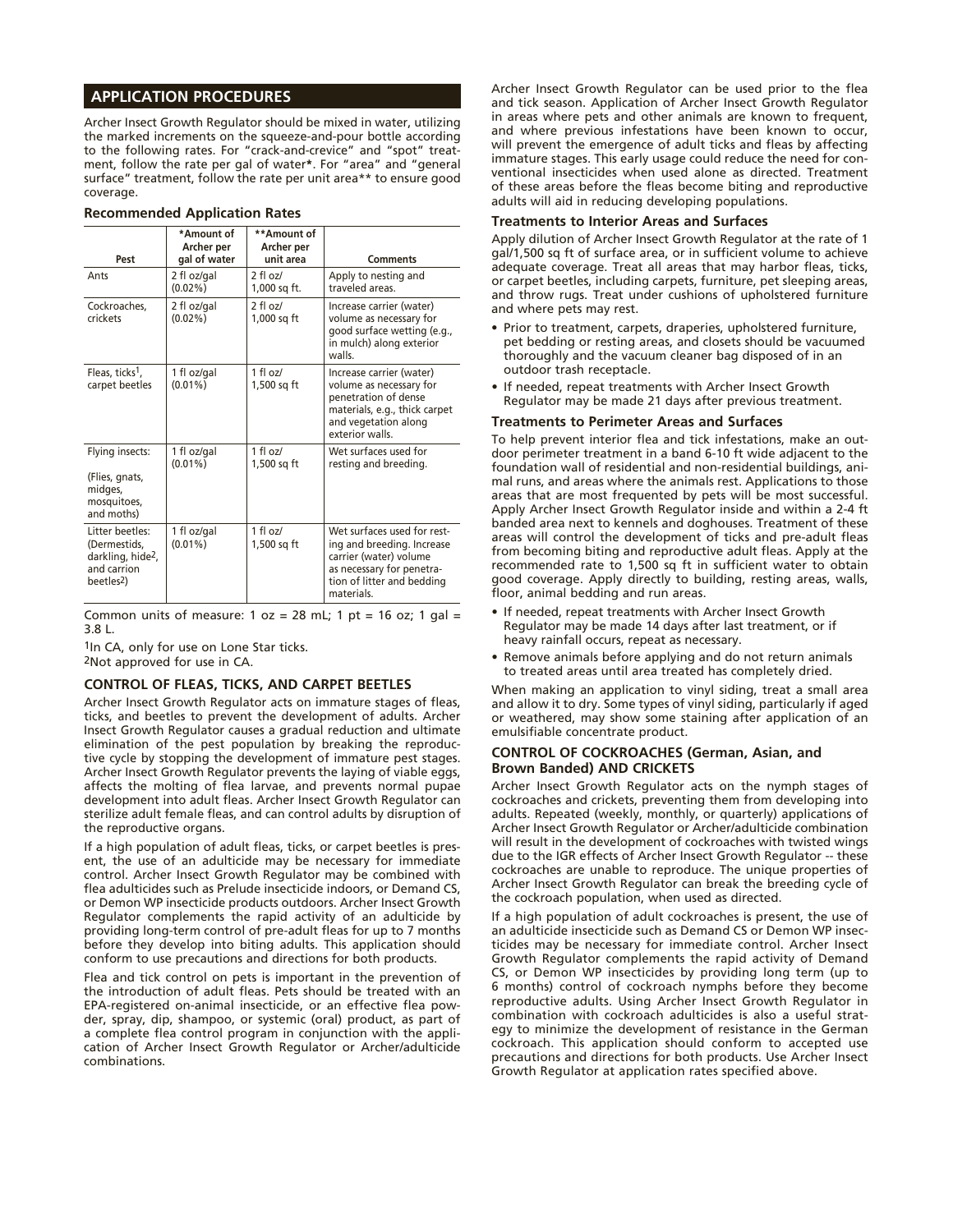## APPLICATION PROCEDURES

Archer Insect Growth Regulator should be mixed in water, utilizing the marked increments on the squeeze-and-pour bottle according to the following rates. For "crack-and-crevice" and "spot" treatment, follow the rate per gal of water*. For "area" and "general surface" treatment, follow the rate per unit area** to ensure good coverage.

### Recommended Application Rates

| Pest | *Amount of Archer per gal of water | **Amount of Archer per unit area | Comments |
|---|---|---|---|
| Ants | 2 fl oz/gal (0.02%) | 2 fl oz/ 1,000 sq ft. | Apply to nesting and traveled areas. |
| Cockroaches, crickets | 2 fl oz/gal (0.02%) | 2 fl oz/ 1,000 sq ft | Increase carrier (water) volume as necessary for good surface wetting (e.g., in mulch) along exterior walls. |
| Fleas, ticks[1], carpet beetles | 1 fl oz/gal (0.01%) | 1 fl oz/ 1,500 sq ft | Increase carrier (water) volume as necessary for penetration of dense materials, e.g., thick carpet and vegetation along exterior walls. |
| Flying insects: (Flies, gnats, midges, mosquitoes, and moths) | 1 fl oz/gal (0.01%) | 1 fl oz/ 1,500 sq ft | Wet surfaces used for resting and breeding. |
| Litter beetles: (Dermestids, darkling, hide[2], and carrion beetles[2]) | 1 fl oz/gal (0.01%) | 1 fl oz/ 1,500 sq ft | Wet surfaces used for resting and breeding. Increase carrier (water) volume as necessary for penetration of litter and bedding materials. |

Common units of measure: 1 oz = 28 mL; 1 pt = 16 oz; 1 gal = 3.8 L.

[1]In CA, only for use on Lone Star ticks.

[2]Not approved for use in CA.

### CONTROL OF FLEAS, TICKS, AND CARPET BEETLES

Archer Insect Growth Regulator acts on immature stages of fleas, ticks, and beetles to prevent the development of adults. Archer Insect Growth Regulator causes a gradual reduction and ultimate elimination of the pest population by breaking the reproductive cycle by stopping the development of immature pest stages. Archer Insect Growth Regulator prevents the laying of viable eggs, affects the molting of flea larvae, and prevents normal pupae development into adult fleas. Archer Insect Growth Regulator can sterilize adult female fleas, and can control adults by disruption of the reproductive organs.

If a high population of adult fleas, ticks, or carpet beetles is present, the use of an adulticide may be necessary for immediate control. Archer Insect Growth Regulator may be combined with flea adulticides such as Prelude insecticide indoors, or Demand CS, or Demon WP insecticide products outdoors. Archer Insect Growth Regulator complements the rapid activity of an adulticide by providing long-term control of pre-adult fleas for up to 7 months before they develop into biting adults. This application should conform to use precautions and directions for both products.

Flea and tick control on pets is important in the prevention of the introduction of adult fleas. Pets should be treated with an EPA-registered on-animal insecticide, or an effective flea powder, spray, dip, shampoo, or systemic (oral) product, as part of a complete flea control program in conjunction with the application of Archer Insect Growth Regulator or Archer/adulticide combinations.

Archer Insect Growth Regulator can be used prior to the flea and tick season. Application of Archer Insect Growth Regulator in areas where pets and other animals are known to frequent, and where previous infestations have been known to occur, will prevent the emergence of adult ticks and fleas by affecting immature stages. This early usage could reduce the need for conventional insecticides when used alone as directed. Treatment of these areas before the fleas become biting and reproductive adults will aid in reducing developing populations.

#### Treatments to Interior Areas and Surfaces

Apply dilution of Archer Insect Growth Regulator at the rate of 1 gal/1,500 sq ft of surface area, or in sufficient volume to achieve adequate coverage. Treat all areas that may harbor fleas, ticks, or carpet beetles, including carpets, furniture, pet sleeping areas, and throw rugs. Treat under cushions of upholstered furniture and where pets may rest.

- Prior to treatment, carpets, draperies, upholstered furniture, pet bedding or resting areas, and closets should be vacuumed thoroughly and the vacuum cleaner bag disposed of in an outdoor trash receptacle.
- If needed, repeat treatments with Archer Insect Growth Regulator may be made 21 days after previous treatment.

#### Treatments to Perimeter Areas and Surfaces

To help prevent interior flea and tick infestations, make an outdoor perimeter treatment in a band 6-10 ft wide adjacent to the foundation wall of residential and non-residential buildings, animal runs, and areas where the animals rest. Applications to those areas that are most frequented by pets will be most successful. Apply Archer Insect Growth Regulator inside and within a 2-4 ft banded area next to kennels and doghouses. Treatment of these areas will control the development of ticks and pre-adult fleas from becoming biting and reproductive adult fleas. Apply at the recommended rate to 1,500 sq ft in sufficient water to obtain good coverage. Apply directly to building, resting areas, walls, floor, animal bedding and run areas.

- If needed, repeat treatments with Archer Insect Growth Regulator may be made 14 days after last treatment, or if heavy rainfall occurs, repeat as necessary.
- Remove animals before applying and do not return animals to treated areas until area treated has completely dried.

When making an application to vinyl siding, treat a small area and allow it to dry. Some types of vinyl siding, particularly if aged or weathered, may show some staining after application of an emulsifiable concentrate product.

### CONTROL OF COCKROACHES (German, Asian, and Brown Banded) AND CRICKETS

Archer Insect Growth Regulator acts on the nymph stages of cockroaches and crickets, preventing them from developing into adults. Repeated (weekly, monthly, or quarterly) applications of Archer Insect Growth Regulator or Archer/adulticide combination will result in the development of cockroaches with twisted wings due to the IGR effects of Archer Insect Growth Regulator -- these cockroaches are unable to reproduce. The unique properties of Archer Insect Growth Regulator can break the breeding cycle of the cockroach population, when used as directed.

If a high population of adult cockroaches is present, the use of an adulticide insecticide such as Demand CS or Demon WP insecticides may be necessary for immediate control. Archer Insect Growth Regulator complements the rapid activity of Demand CS, or Demon WP insecticides by providing long term (up to 6 months) control of cockroach nymphs before they become reproductive adults. Using Archer Insect Growth Regulator in combination with cockroach adulticides is also a useful strategy to minimize the development of resistance in the German cockroach. This application should conform to accepted use precautions and directions for both products. Use Archer Insect Growth Regulator at application rates specified above.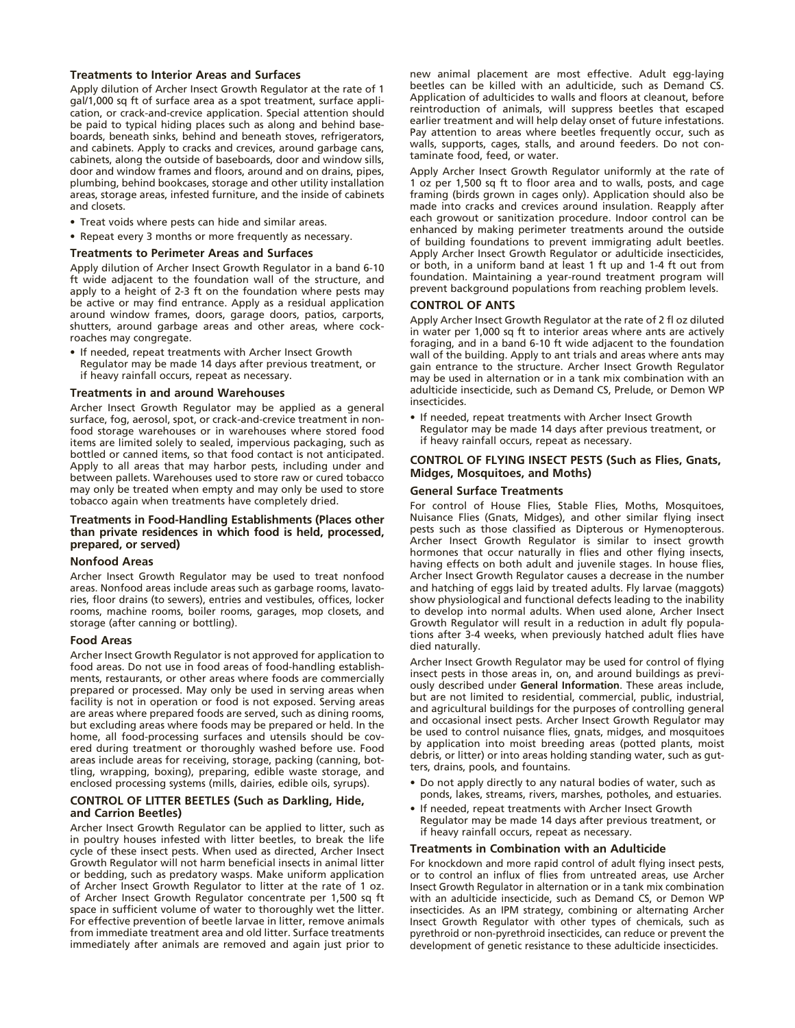### Treatments to Interior Areas and Surfaces

Apply dilution of Archer Insect Growth Regulator at the rate of 1 gal/1,000 sq ft of surface area as a spot treatment, surface application, or crack-and-crevice application. Special attention should be paid to typical hiding places such as along and behind baseboards, beneath sinks, behind and beneath stoves, refrigerators, and cabinets. Apply to cracks and crevices, around garbage cans, cabinets, along the outside of baseboards, door and window sills, door and window frames and floors, around and on drains, pipes, plumbing, behind bookcases, storage and other utility installation areas, storage areas, infested furniture, and the inside of cabinets and closets.

- Treat voids where pests can hide and similar areas.
- Repeat every 3 months or more frequently as necessary.

### Treatments to Perimeter Areas and Surfaces

Apply dilution of Archer Insect Growth Regulator in a band 6-10 ft wide adjacent to the foundation wall of the structure, and apply to a height of 2-3 ft on the foundation where pests may be active or may find entrance. Apply as a residual application around window frames, doors, garage doors, patios, carports, shutters, around garbage areas and other areas, where cockroaches may congregate.

- If needed, repeat treatments with Archer Insect Growth Regulator may be made 14 days after previous treatment, or if heavy rainfall occurs, repeat as necessary.

### Treatments in and around Warehouses

Archer Insect Growth Regulator may be applied as a general surface, fog, aerosol, spot, or crack-and-crevice treatment in nonfood storage warehouses or in warehouses where stored food items are limited solely to sealed, impervious packaging, such as bottled or canned items, so that food contact is not anticipated. Apply to all areas that may harbor pests, including under and between pallets. Warehouses used to store raw or cured tobacco may only be treated when empty and may only be used to store tobacco again when treatments have completely dried.

### Treatments in Food-Handling Establishments (Places other than private residences in which food is held, processed, prepared, or served)

### Nonfood Areas

Archer Insect Growth Regulator may be used to treat nonfood areas. Nonfood areas include areas such as garbage rooms, lavatories, floor drains (to sewers), entries and vestibules, offices, locker rooms, machine rooms, boiler rooms, garages, mop closets, and storage (after canning or bottling).

### Food Areas

Archer Insect Growth Regulator is not approved for application to food areas. Do not use in food areas of food-handling establishments, restaurants, or other areas where foods are commercially prepared or processed. May only be used in serving areas when facility is not in operation or food is not exposed. Serving areas are areas where prepared foods are served, such as dining rooms, but excluding areas where foods may be prepared or held. In the home, all food-processing surfaces and utensils should be covered during treatment or thoroughly washed before use. Food areas include areas for receiving, storage, packing (canning, bottling, wrapping, boxing), preparing, edible waste storage, and enclosed processing systems (mills, dairies, edible oils, syrups).

### CONTROL OF LITTER BEETLES (Such as Darkling, Hide, and Carrion Beetles)

Archer Insect Growth Regulator can be applied to litter, such as in poultry houses infested with litter beetles, to break the life cycle of these insect pests. When used as directed, Archer Insect Growth Regulator will not harm beneficial insects in animal litter or bedding, such as predatory wasps. Make uniform application of Archer Insect Growth Regulator to litter at the rate of 1 oz. of Archer Insect Growth Regulator concentrate per 1,500 sq ft space in sufficient volume of water to thoroughly wet the litter. For effective prevention of beetle larvae in litter, remove animals from immediate treatment area and old litter. Surface treatments immediately after animals are removed and again just prior to new animal placement are most effective. Adult egg-laying beetles can be killed with an adulticide, such as Demand CS. Application of adulticides to walls and floors at cleanout, before reintroduction of animals, will suppress beetles that escaped earlier treatment and will help delay onset of future infestations. Pay attention to areas where beetles frequently occur, such as walls, supports, cages, stalls, and around feeders. Do not contaminate food, feed, or water.

Apply Archer Insect Growth Regulator uniformly at the rate of 1 oz per 1,500 sq ft to floor area and to walls, posts, and cage framing (birds grown in cages only). Application should also be made into cracks and crevices around insulation. Reapply after each growout or sanitization procedure. Indoor control can be enhanced by making perimeter treatments around the outside of building foundations to prevent immigrating adult beetles. Apply Archer Insect Growth Regulator or adulticide insecticides, or both, in a uniform band at least 1 ft up and 1-4 ft out from foundation. Maintaining a year-round treatment program will prevent background populations from reaching problem levels.

### CONTROL OF ANTS

Apply Archer Insect Growth Regulator at the rate of 2 fl oz diluted in water per 1,000 sq ft to interior areas where ants are actively foraging, and in a band 6-10 ft wide adjacent to the foundation wall of the building. Apply to ant trials and areas where ants may gain entrance to the structure. Archer Insect Growth Regulator may be used in alternation or in a tank mix combination with an adulticide insecticide, such as Demand CS, Prelude, or Demon WP insecticides.

- If needed, repeat treatments with Archer Insect Growth Regulator may be made 14 days after previous treatment, or if heavy rainfall occurs, repeat as necessary.

### CONTROL OF FLYING INSECT PESTS (Such as Flies, Gnats, Midges, Mosquitoes, and Moths)

### General Surface Treatments

For control of House Flies, Stable Flies, Moths, Mosquitoes, Nuisance Flies (Gnats, Midges), and other similar flying insect pests such as those classified as Dipterous or Hymenopterous. Archer Insect Growth Regulator is similar to insect growth hormones that occur naturally in flies and other flying insects, having effects on both adult and juvenile stages. In house flies, Archer Insect Growth Regulator causes a decrease in the number and hatching of eggs laid by treated adults. Fly larvae (maggots) show physiological and functional defects leading to the inability to develop into normal adults. When used alone, Archer Insect Growth Regulator will result in a reduction in adult fly populations after 3-4 weeks, when previously hatched adult flies have died naturally.

Archer Insect Growth Regulator may be used for control of flying insect pests in those areas in, on, and around buildings as previously described under **General Information**. These areas include, but are not limited to residential, commercial, public, industrial, and agricultural buildings for the purposes of controlling general and occasional insect pests. Archer Insect Growth Regulator may be used to control nuisance flies, gnats, midges, and mosquitoes by application into moist breeding areas (potted plants, moist debris, or litter) or into areas holding standing water, such as gutters, drains, pools, and fountains.

- Do not apply directly to any natural bodies of water, such as ponds, lakes, streams, rivers, marshes, potholes, and estuaries.
- If needed, repeat treatments with Archer Insect Growth Regulator may be made 14 days after previous treatment, or if heavy rainfall occurs, repeat as necessary.

### Treatments in Combination with an Adulticide

For knockdown and more rapid control of adult flying insect pests, or to control an influx of flies from untreated areas, use Archer Insect Growth Regulator in alternation or in a tank mix combination with an adulticide insecticide, such as Demand CS, or Demon WP insecticides. As an IPM strategy, combining or alternating Archer Insect Growth Regulator with other types of chemicals, such as pyrethroid or non-pyrethroid insecticides, can reduce or prevent the development of genetic resistance to these adulticide insecticides.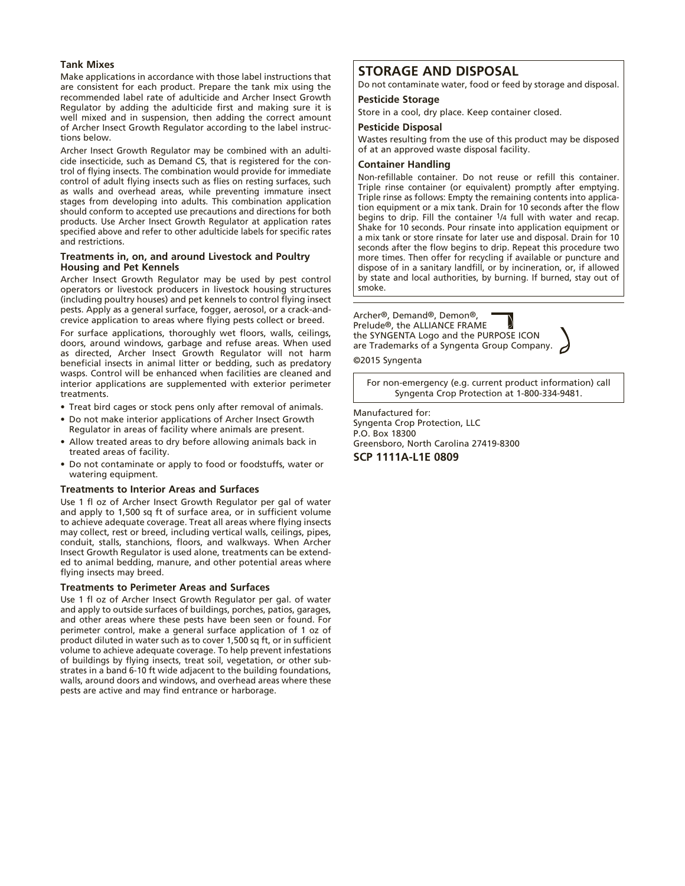### Tank Mixes

Make applications in accordance with those label instructions that are consistent for each product. Prepare the tank mix using the recommended label rate of adulticide and Archer Insect Growth Regulator by adding the adulticide first and making sure it is well mixed and in suspension, then adding the correct amount of Archer Insect Growth Regulator according to the label instructions below.

Archer Insect Growth Regulator may be combined with an adulticide insecticide, such as Demand CS, that is registered for the control of flying insects. The combination would provide for immediate control of adult flying insects such as flies on resting surfaces, such as walls and overhead areas, while preventing immature insect stages from developing into adults. This combination application should conform to accepted use precautions and directions for both products. Use Archer Insect Growth Regulator at application rates specified above and refer to other adulticide labels for specific rates and restrictions.

### Treatments in, on, and around Livestock and Poultry Housing and Pet Kennels

Archer Insect Growth Regulator may be used by pest control operators or livestock producers in livestock housing structures (including poultry houses) and pet kennels to control flying insect pests. Apply as a general surface, fogger, aerosol, or a crack-and-crevice application to areas where flying pests collect or breed.

For surface applications, thoroughly wet floors, walls, ceilings, doors, around windows, garbage and refuse areas. When used as directed, Archer Insect Growth Regulator will not harm beneficial insects in animal litter or bedding, such as predatory wasps. Control will be enhanced when facilities are cleaned and interior applications are supplemented with exterior perimeter treatments.

- Treat bird cages or stock pens only after removal of animals.
- Do not make interior applications of Archer Insect Growth Regulator in areas of facility where animals are present.
- Allow treated areas to dry before allowing animals back in treated areas of facility.
- Do not contaminate or apply to food or foodstuffs, water or watering equipment.

### Treatments to Interior Areas and Surfaces

Use 1 fl oz of Archer Insect Growth Regulator per gal of water and apply to 1,500 sq ft of surface area, or in sufficient volume to achieve adequate coverage. Treat all areas where flying insects may collect, rest or breed, including vertical walls, ceilings, pipes, conduit, stalls, stanchions, floors, and walkways. When Archer Insect Growth Regulator is used alone, treatments can be extended to animal bedding, manure, and other potential areas where flying insects may breed.

### Treatments to Perimeter Areas and Surfaces

Use 1 fl oz of Archer Insect Growth Regulator per gal. of water and apply to outside surfaces of buildings, porches, patios, garages, and other areas where these pests have been seen or found. For perimeter control, make a general surface application of 1 oz of product diluted in water such as to cover 1,500 sq ft, or in sufficient volume to achieve adequate coverage. To help prevent infestations of buildings by flying insects, treat soil, vegetation, or other substrates in a band 6-10 ft wide adjacent to the building foundations, walls, around doors and windows, and overhead areas where these pests are active and may find entrance or harborage.

## STORAGE AND DISPOSAL

Do not contaminate water, food or feed by storage and disposal.

### Pesticide Storage

Store in a cool, dry place. Keep container closed.

### Pesticide Disposal

Wastes resulting from the use of this product may be disposed of at an approved waste disposal facility.

### Container Handling

Non-refillable container. Do not reuse or refill this container. Triple rinse container (or equivalent) promptly after emptying. Triple rinse as follows: Empty the remaining contents into application equipment or a mix tank. Drain for 10 seconds after the flow begins to drip. Fill the container 1/4 full with water and recap. Shake for 10 seconds. Pour rinsate into application equipment or a mix tank or store rinsate for later use and disposal. Drain for 10 seconds after the flow begins to drip. Repeat this procedure two more times. Then offer for recycling if available or puncture and dispose of in a sanitary landfill, or by incineration, or, if allowed by state and local authorities, by burning. If burned, stay out of smoke.

Archer®, Demand®, Demon®, Prelude®, the ALLIANCE FRAME the SYNGENTA Logo and the PURPOSE ICON are Trademarks of a Syngenta Group Company.

©2015 Syngenta

For non-emergency (e.g. current product information) call Syngenta Crop Protection at 1-800-334-9481.

Manufactured for:
Syngenta Crop Protection, LLC
P.O. Box 18300
Greensboro, North Carolina 27419-8300

**SCP 1111A-L1E 0809**